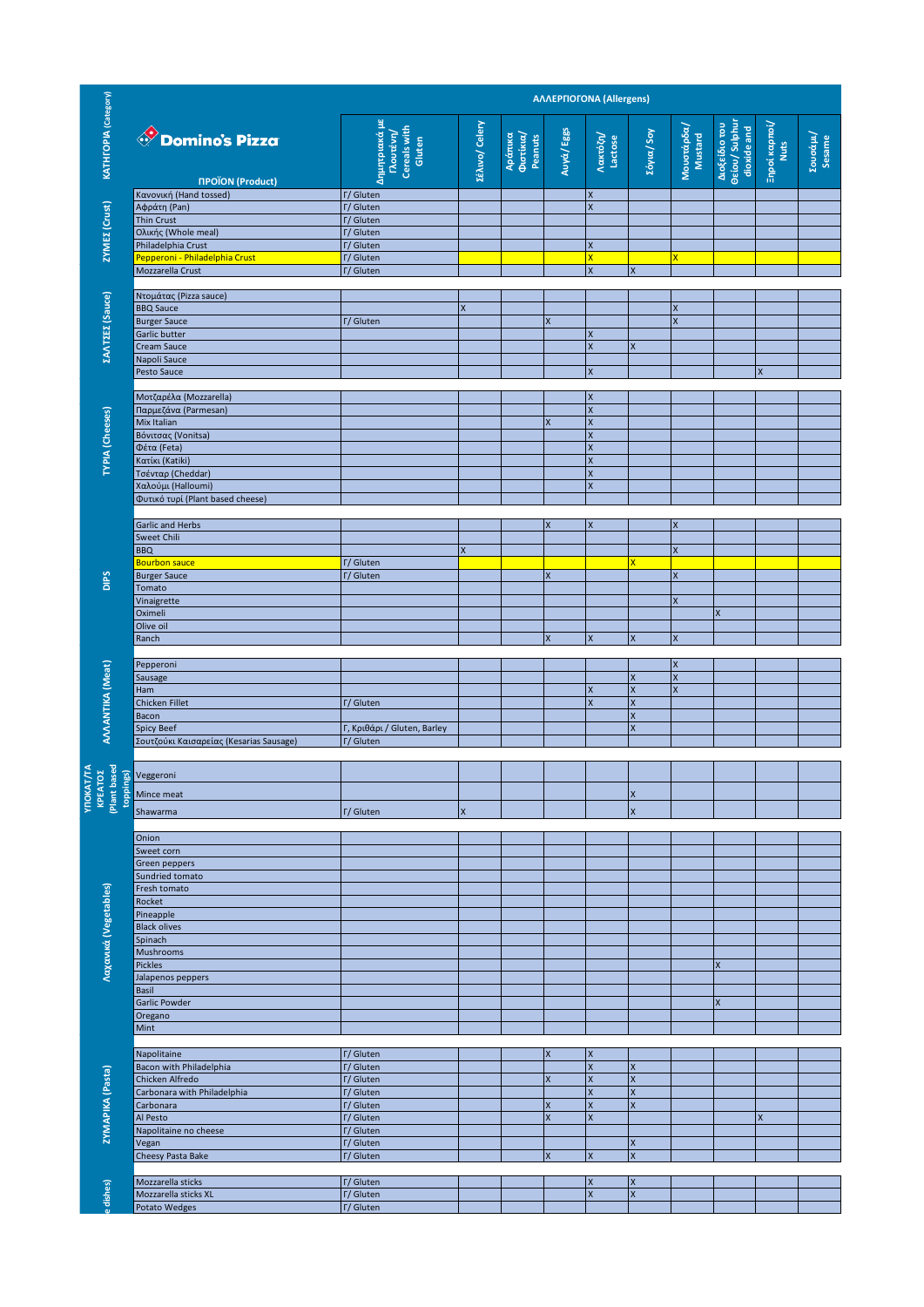| ΚΑΤΗΓΟΡΙΑ (Category) | Domino's Pizza ΠΡΟΪΟΝ (Product) | ΑΛΛΕΡΓΙΟΓΟΝΑ (Allergens) Δημητριακά με Γλουτένη/ Cereals with Gluten | Σέλινο/ Celery | Αράπικα Φιστίκια/ Peanuts | Αυγά/ Eggs | Λακτόζη/ Lactose | Σόγια/ Soy | Μουστάρδα/ Mustard | Διοξείδιο του Θείου/ Sulphur dioxide and | Ξηροί καρποί/ Nuts | Σουσάμι/ Sesame |
|---|---|---|---|---|---|---|---|---|---|---|---|
| ΖΥΜΕΣ (Crust) | Κανονική (Hand tossed) | Γ/ Gluten | | | | X | | | | | |
| | Αφράτη (Pan) | Γ/ Gluten | | | | X | | | | | |
| | Thin Crust | Γ/ Gluten | | | | | | | | | |
| | Ολικής (Whole meal) | Γ/ Gluten | | | | | | | | | |
| | Philadelphia Crust | Γ/ Gluten | | | | X | | | | | |
| | Pepperoni - Philadelphia Crust | Γ/ Gluten | | | | X | | X | | | |
| | Mozzarella Crust | Γ/ Gluten | | | | X | X | | | | |
| ΣΑΛΤΣΕΣ (Sauce) | Ντομάτας (Pizza sauce) | | | | | | | | | | |
| | BBQ Sauce | | X | | | | | X | | | |
| | Burger Sauce | Γ/ Gluten | | | X | | | X | | | |
| | Garlic butter | | | | | X | | | | | |
| | Cream Sauce | | | | | X | X | | | | |
| | Napoli Sauce | | | | | | | | | | |
| | Pesto Sauce | | | | | X | | | | X | |
| ΤΥΡΙΑ (Cheeses) | Μοτζαρέλα (Mozzarella) | | | | | X | | | | | |
| | Παρμεζάνα (Parmesan) | | | | | X | | | | | |
| | Mix Italian | | | | X | X | | | | | |
| | Βόνιτσας (Vonitsa) | | | | | X | | | | | |
| | Φέτα (Feta) | | | | | X | | | | | |
| | Κατίκι (Katiki) | | | | | X | | | | | |
| | Τσένταρ (Cheddar) | | | | | X | | | | | |
| | Χαλούμι (Halloumi) | | | | | X | | | | | |
| | Φυτικό τυρί (Plant based cheese) | | | | | | | | | | |
| DIPS | Garlic and Herbs | | | | X | X | | X | | | |
| | Sweet Chili | | | | | | | | | | |
| | BBQ | | X | | | | | X | | | |
| | Bourbon sauce | Γ/ Gluten | | | | | X | | | | |
| | Burger Sauce | Γ/ Gluten | | | X | | | X | | | |
| | Tomato | | | | | | | | | | |
| | Vinaigrette | | | | | | | X | | | |
| | Oximeli | | | | | | | | X | | |
| | Olive oil | | | | | | | | | | |
| | Ranch | | | | X | X | X | X | | | |
| ΑΛΛΑΝΤΙΚΑ (Meat) | Pepperoni | | | | | | | X | | | |
| | Sausage | | | | | | X | X | | | |
| | Ham | | | | | X | X | X | | | |
| | Chicken Fillet | Γ/ Gluten | | | | X | X | | | | |
| | Bacon | | | | | | X | | | | |
| | Spicy Beef | Γ, Κριθάρι / Gluten, Barley | | | | | X | | | | |
| | Σουτζούκι Καισαρείας (Kesarias Sausage) | Γ/ Gluten | | | | | | | | | |
| ΥΠΟΚΑΤ/ΤΑ ΚΡΕΑΤΟΣ (Plant based toppings) | Veggeroni | | | | | | | | | | |
| | Mince meat | | | | | | X | | | | |
| | Shawarma | Γ/ Gluten | X | | | | X | | | | |
| Λαχανικά (Vegetables) | Onion | | | | | | | | | | |
| | Sweet corn | | | | | | | | | | |
| | Green peppers | | | | | | | | | | |
| | Sundried tomato | | | | | | | | | | |
| | Fresh tomato | | | | | | | | | | |
| | Rocket | | | | | | | | | | |
| | Pineapple | | | | | | | | | | |
| | Black olives | | | | | | | | | | |
| | Spinach | | | | | | | | | | |
| | Mushrooms | | | | | | | | | | |
| | Pickles | | | | | | | | X | | |
| | Jalapenos peppers | | | | | | | | | | |
| | Basil | | | | | | | | | | |
| | Garlic Powder | | | | | | | | X | | |
| | Oregano | | | | | | | | | | |
| | Mint | | | | | | | | | | |
| ΖΥΜΑΡΙΚΑ (Pasta) | Napolitaine | Γ/ Gluten | | | X | X | | | | | |
| | Bacon with Philadelphia | Γ/ Gluten | | | | X | X | | | | |
| | Chicken Alfredo | Γ/ Gluten | | | X | X | X | | | | |
| | Carbonara with Philadelphia | Γ/ Gluten | | | | X | X | | | | |
| | Carbonara | Γ/ Gluten | | | X | X | X | | | | |
| | Al Pesto | Γ/ Gluten | | | X | X | | | | X | |
| | Napolitaine no cheese | Γ/ Gluten | | | | | | | | | |
| | Vegan | Γ/ Gluten | | | | | X | | | | |
| | Cheesy Pasta Bake | Γ/ Gluten | | | X | X | X | | | | |
| (Side dishes) | Mozzarella sticks | Γ/ Gluten | | | | X | X | | | | |
| | Mozzarella sticks XL | Γ/ Gluten | | | | X | X | | | | |
| | Potato Wedges | Γ/ Gluten | | | | | | | | | |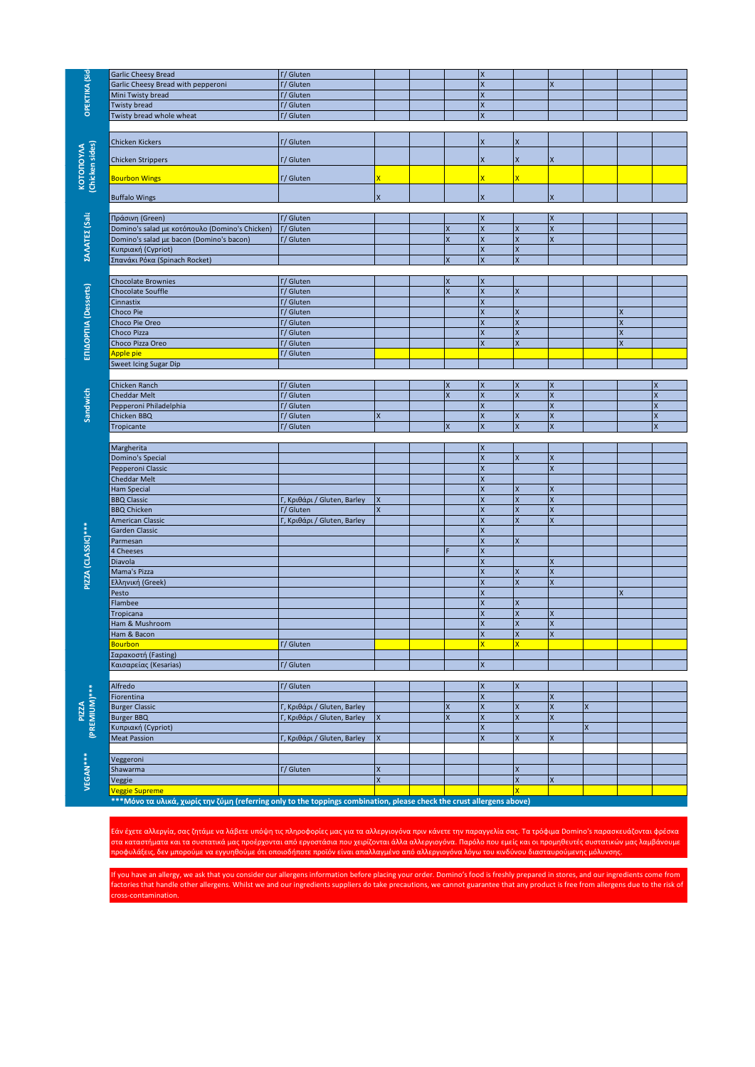| | | | | | | | | | | | |
|---|---|---|---|---|---|---|---|---|---|---|---|
| ΟΡΕΚΤΙΚΑ (Sid | Garlic Cheesy Bread | Γ/ Gluten | | | | X | | | | | |
| | Garlic Cheesy Bread with pepperoni | Γ/ Gluten | | | | X | | X | | | |
| | Mini Twisty bread | Γ/ Gluten | | | | X | | | | | |
| | Twisty bread | Γ/ Gluten | | | | X | | | | | |
| | Twisty bread whole wheat | Γ/ Gluten | | | | X | | | | | |
| ΚΟΤΟΠΟΥΛΑ (Chicken sides) | Chicken Kickers | Γ/ Gluten | | | | X | X | | | | |
| | Chicken Strippers | Γ/ Gluten | | | | X | X | X | | | |
| | Bourbon Wings | Γ/ Gluten | X | | | X | X | | | | |
| | Buffalo Wings | | X | | | X | | X | | | |
| ΣΑΛΑΤΕΣ (Sal | Πράσινη (Green) | Γ/ Gluten | | | | X | | X | | | |
| | Domino's salad με κοτόπουλο (Domino's Chicken) | Γ/ Gluten | | | X | X | X | X | | | |
| | Domino's salad με bacon (Domino's bacon) | Γ/ Gluten | | | X | X | X | X | | | |
| | Κυπριακή (Cypriot) | | | | | X | X | | | | |
| | Σπανάκι Ρόκα (Spinach Rocket) | | | | X | X | X | | | | |
| ΕΠΙΔΟΡΠΙΑ (Desserts) | Chocolate Brownies | Γ/ Gluten | | | X | X | | | | | |
| | Chocolate Souffle | Γ/ Gluten | | | X | X | X | | | | |
| | Cinnastix | Γ/ Gluten | | | | X | | | | | |
| | Choco Pie | Γ/ Gluten | | | | X | X | | | X | |
| | Choco Pie Oreo | Γ/ Gluten | | | | X | X | | | X | |
| | Choco Pizza | Γ/ Gluten | | | | X | X | | | X | |
| | Choco Pizza Oreo | Γ/ Gluten | | | | X | X | | | X | |
| | Apple pie | Γ/ Gluten | | | | | | | | | |
| | Sweet Icing Sugar Dip | | | | | | | | | | |
| Sandwich | Chicken Ranch | Γ/ Gluten | | | X | X | X | X | | | X |
| | Cheddar Melt | Γ/ Gluten | | | X | X | X | X | | | X |
| | Pepperoni Philadelphia | Γ/ Gluten | | | | X | | X | | | X |
| | Chicken BBQ | Γ/ Gluten | X | | | X | X | X | | | X |
| | Tropicante | Γ/ Gluten | | | X | X | X | X | | | X |
| PIZZA (CLASSIC)*** | Margherita | | | | | X | | | | | |
| | Domino's Special | | | | | X | X | X | | | |
| | Pepperoni Classic | | | | | X | | X | | | |
| | Cheddar Melt | | | | | X | | | | | |
| | Ham Special | | | | | X | X | X | | | |
| | BBQ Classic | Γ, Κριθάρι / Gluten, Barley | X | | | X | X | X | | | |
| | BBQ Chicken | Γ/ Gluten | X | | | X | X | X | | | |
| | American Classic | Γ, Κριθάρι / Gluten, Barley | | | | X | X | X | | | |
| | Garden Classic | | | | | X | | | | | |
| | Parmesan | | | | | X | X | | | | |
| | 4 Cheeses | | | | F | X | | | | | |
| | Diavola | | | | | X | | X | | | |
| | Mama's Pizza | | | | | X | X | X | | | |
| | Ελληνική (Greek) | | | | | X | X | X | | | |
| | Pesto | | | | | X | | | | X | |
| | Flambee | | | | | X | X | | | | |
| | Tropicana | | | | | X | X | X | | | |
| | Ham & Mushroom | | | | | X | X | X | | | |
| | Ham & Bacon | | | | | X | X | X | | | |
| | Bourbon | Γ/ Gluten | | | | X | X | | | | |
| | Σαρακοστή (Fasting) | | | | | | | | | | |
| | Καισαρείας (Kesarias) | Γ/ Gluten | | | | X | | | | | |
| PIZZA (PREMIUM)*** | Alfredo | Γ/ Gluten | | | | X | X | | | | |
| | Fiorentina | | | | | X | | X | | | |
| | Burger Classic | Γ, Κριθάρι / Gluten, Barley | | | X | X | X | X | X | | |
| | Burger BBQ | Γ, Κριθάρι / Gluten, Barley | X | | X | X | X | X | | | |
| | Κυπριακή (Cypriot) | | | | | X | | | X | | |
| | Meat Passion | Γ, Κριθάρι / Gluten, Barley | X | | | X | X | X | | | |
| VEGAN*** | Veggeroni | | | | | | | | | | |
| | Shawarma | Γ/ Gluten | X | | | | X | | | | |
| | Veggie | | X | | | | X | X | | | |
| | Veggie Supreme | | | | | | X | | | | |

***Μόνο τα υλικά, χωρίς την ζύμη (referring only to the toppings combination, please check the crust allergens above)

Εάν έχετε αλλεργία, σας ζητάμε να λάβετε υπόψη τις πληροφορίες μας για τα αλλεργιογόνα πριν κάνετε την παραγγελία σας. Τα τρόφιμα Domino's παρασκευάζονται φρέσκα στα καταστήματα και τα συστατικά μας προέρχονται από εργοστάσια που χειρίζονται άλλα αλλεργιογόνα. Παρόλο που εμείς και οι προμηθευτές συστατικών μας λαμβάνουμε προφυλάξεις, δεν μπορούμε να εγγυηθούμε ότι οποιοδήποτε προϊόν είναι απαλλαγμένο από αλλεργιογόνα λόγω του κινδύνου διασταυρούμενης μόλυνσης.

If you have an allergy, we ask that you consider our allergens information before placing your order. Domino's food is freshly prepared in stores, and our ingredients come from factories that handle other allergens. Whilst we and our ingredients suppliers do take precautions, we cannot guarantee that any product is free from allergens due to the risk of cross-contamination.